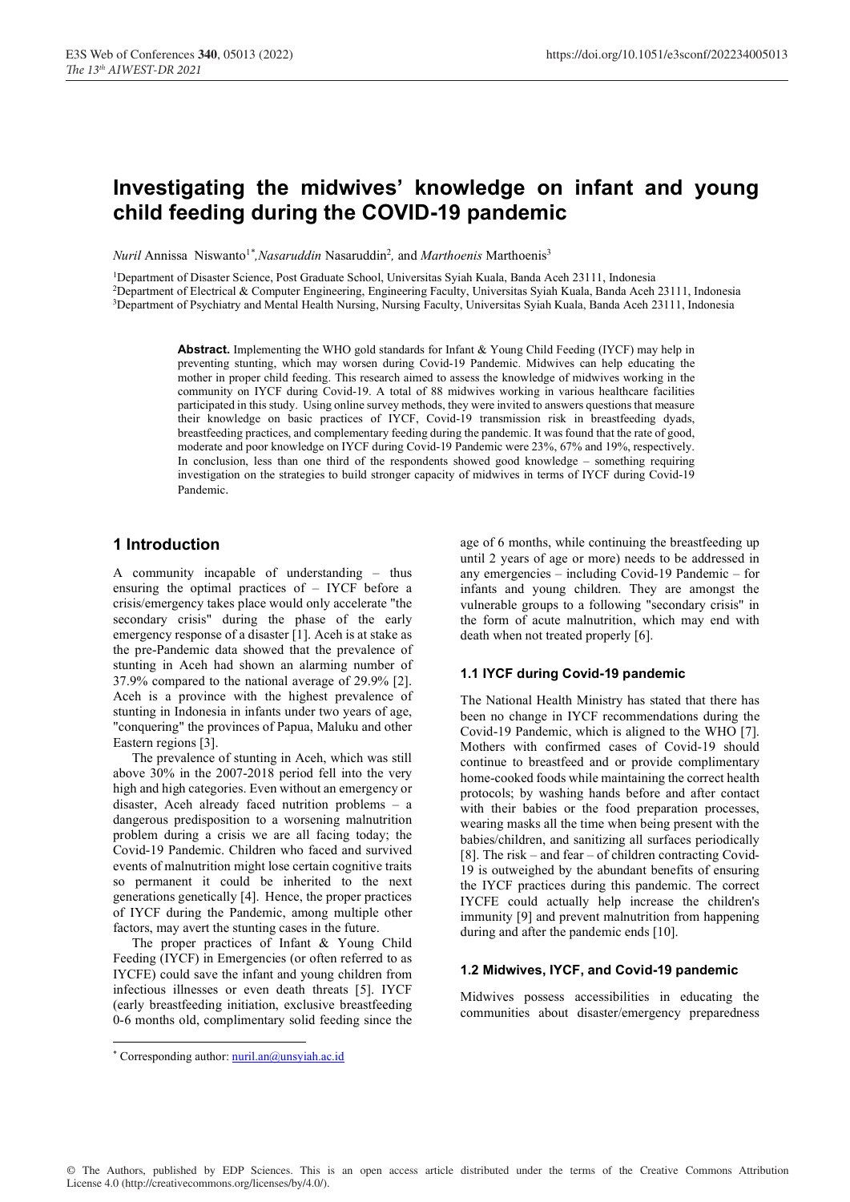// Investigating the midwives' knowledge on infant and young child feeding during the COVID-19 pandemic

*Nuril* Annissa Niswanto[1*], *Nasaruddin* Nasaruddin[2], and *Marthoenis* Marthoenis[3]

[1]Department of Disaster Science, Post Graduate School, Universitas Syiah Kuala, Banda Aceh 23111, Indonesia
[2]Department of Electrical & Computer Engineering, Engineering Faculty, Universitas Syiah Kuala, Banda Aceh 23111, Indonesia
[3]Department of Psychiatry and Mental Health Nursing, Nursing Faculty, Universitas Syiah Kuala, Banda Aceh 23111, Indonesia

**Abstract.** Implementing the WHO gold standards for Infant & Young Child Feeding (IYCF) may help in preventing stunting, which may worsen during Covid-19 Pandemic. Midwives can help educating the mother in proper child feeding. This research aimed to assess the knowledge of midwives working in the community on IYCF during Covid-19. A total of 88 midwives working in various healthcare facilities participated in this study. Using online survey methods, they were invited to answers questions that measure their knowledge on basic practices of IYCF, Covid-19 transmission risk in breastfeeding dyads, breastfeeding practices, and complementary feeding during the pandemic. It was found that the rate of good, moderate and poor knowledge on IYCF during Covid-19 Pandemic were 23%, 67% and 19%, respectively. In conclusion, less than one third of the respondents showed good knowledge – something requiring investigation on the strategies to build stronger capacity of midwives in terms of IYCF during Covid-19 Pandemic.

## 1 Introduction

A community incapable of understanding – thus ensuring the optimal practices of – IYCF before a crisis/emergency takes place would only accelerate "the secondary crisis" during the phase of the early emergency response of a disaster [1]. Aceh is at stake as the pre-Pandemic data showed that the prevalence of stunting in Aceh had shown an alarming number of 37.9% compared to the national average of 29.9% [2]. Aceh is a province with the highest prevalence of stunting in Indonesia in infants under two years of age, "conquering" the provinces of Papua, Maluku and other Eastern regions [3].

The prevalence of stunting in Aceh, which was still above 30% in the 2007-2018 period fell into the very high and high categories. Even without an emergency or disaster, Aceh already faced nutrition problems – a dangerous predisposition to a worsening malnutrition problem during a crisis we are all facing today; the Covid-19 Pandemic. Children who faced and survived events of malnutrition might lose certain cognitive traits so permanent it could be inherited to the next generations genetically [4]. Hence, the proper practices of IYCF during the Pandemic, among multiple other factors, may avert the stunting cases in the future.

The proper practices of Infant & Young Child Feeding (IYCF) in Emergencies (or often referred to as IYCFE) could save the infant and young children from infectious illnesses or even death threats [5]. IYCF (early breastfeeding initiation, exclusive breastfeeding 0-6 months old, complimentary solid feeding since the age of 6 months, while continuing the breastfeeding up until 2 years of age or more) needs to be addressed in any emergencies – including Covid-19 Pandemic – for infants and young children. They are amongst the vulnerable groups to a following "secondary crisis" in the form of acute malnutrition, which may end with death when not treated properly [6].

### 1.1 IYCF during Covid-19 pandemic

The National Health Ministry has stated that there has been no change in IYCF recommendations during the Covid-19 Pandemic, which is aligned to the WHO [7]. Mothers with confirmed cases of Covid-19 should continue to breastfeed and or provide complimentary home-cooked foods while maintaining the correct health protocols; by washing hands before and after contact with their babies or the food preparation processes, wearing masks all the time when being present with the babies/children, and sanitizing all surfaces periodically [8]. The risk – and fear – of children contracting Covid-19 is outweighed by the abundant benefits of ensuring the IYCF practices during this pandemic. The correct IYCFE could actually help increase the children's immunity [9] and prevent malnutrition from happening during and after the pandemic ends [10].

### 1.2 Midwives, IYCF, and Covid-19 pandemic

Midwives possess accessibilities in educating the communities about disaster/emergency preparedness

* Corresponding author: nuril.an@unsyiah.ac.id

© The Authors, published by EDP Sciences. This is an open access article distributed under the terms of the Creative Commons Attribution License 4.0 (http://creativecommons.org/licenses/by/4.0/).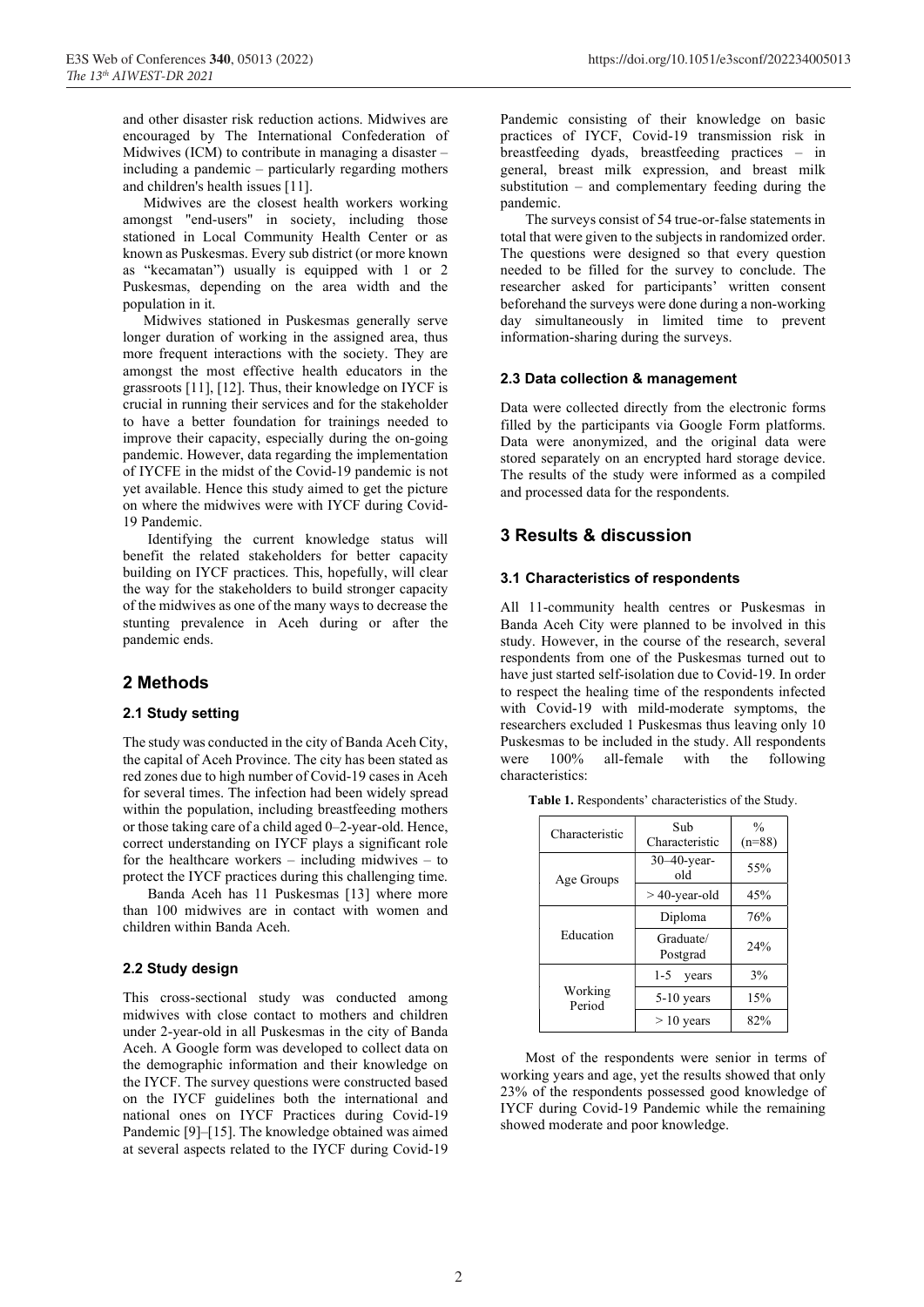and other disaster risk reduction actions. Midwives are encouraged by The International Confederation of Midwives (ICM) to contribute in managing a disaster – including a pandemic – particularly regarding mothers and children's health issues [11].

Midwives are the closest health workers working amongst "end-users" in society, including those stationed in Local Community Health Center or as known as Puskesmas. Every sub district (or more known as "kecamatan") usually is equipped with 1 or 2 Puskesmas, depending on the area width and the population in it.

Midwives stationed in Puskesmas generally serve longer duration of working in the assigned area, thus more frequent interactions with the society. They are amongst the most effective health educators in the grassroots [11], [12]. Thus, their knowledge on IYCF is crucial in running their services and for the stakeholder to have a better foundation for trainings needed to improve their capacity, especially during the on-going pandemic. However, data regarding the implementation of IYCFE in the midst of the Covid-19 pandemic is not yet available. Hence this study aimed to get the picture on where the midwives were with IYCF during Covid-19 Pandemic.

Identifying the current knowledge status will benefit the related stakeholders for better capacity building on IYCF practices. This, hopefully, will clear the way for the stakeholders to build stronger capacity of the midwives as one of the many ways to decrease the stunting prevalence in Aceh during or after the pandemic ends.

## 2 Methods

### 2.1 Study setting

The study was conducted in the city of Banda Aceh City, the capital of Aceh Province. The city has been stated as red zones due to high number of Covid-19 cases in Aceh for several times. The infection had been widely spread within the population, including breastfeeding mothers or those taking care of a child aged 0–2-year-old. Hence, correct understanding on IYCF plays a significant role for the healthcare workers – including midwives – to protect the IYCF practices during this challenging time.

Banda Aceh has 11 Puskesmas [13] where more than 100 midwives are in contact with women and children within Banda Aceh.

### 2.2 Study design

This cross-sectional study was conducted among midwives with close contact to mothers and children under 2-year-old in all Puskesmas in the city of Banda Aceh. A Google form was developed to collect data on the demographic information and their knowledge on the IYCF. The survey questions were constructed based on the IYCF guidelines both the international and national ones on IYCF Practices during Covid-19 Pandemic [9]–[15]. The knowledge obtained was aimed at several aspects related to the IYCF during Covid-19 Pandemic consisting of their knowledge on basic practices of IYCF, Covid-19 transmission risk in breastfeeding dyads, breastfeeding practices – in general, breast milk expression, and breast milk substitution – and complementary feeding during the pandemic.

The surveys consist of 54 true-or-false statements in total that were given to the subjects in randomized order. The questions were designed so that every question needed to be filled for the survey to conclude. The researcher asked for participants' written consent beforehand the surveys were done during a non-working day simultaneously in limited time to prevent information-sharing during the surveys.

### 2.3 Data collection & management

Data were collected directly from the electronic forms filled by the participants via Google Form platforms. Data were anonymized, and the original data were stored separately on an encrypted hard storage device. The results of the study were informed as a compiled and processed data for the respondents.

## 3 Results & discussion

### 3.1 Characteristics of respondents

All 11-community health centres or Puskesmas in Banda Aceh City were planned to be involved in this study. However, in the course of the research, several respondents from one of the Puskesmas turned out to have just started self-isolation due to Covid-19. In order to respect the healing time of the respondents infected with Covid-19 with mild-moderate symptoms, the researchers excluded 1 Puskesmas thus leaving only 10 Puskesmas to be included in the study. All respondents were 100% all-female with the following characteristics:

**Table 1.** Respondents' characteristics of the Study.

| Characteristic | Sub Characteristic | % (n=88) |
|---|---|---|
| Age Groups | 30–40-year-old | 55% |
| | > 40-year-old | 45% |
| Education | Diploma | 76% |
| | Graduate/ Postgrad | 24% |
| Working Period | 1-5 years | 3% |
| | 5-10 years | 15% |
| | > 10 years | 82% |

Most of the respondents were senior in terms of working years and age, yet the results showed that only 23% of the respondents possessed good knowledge of IYCF during Covid-19 Pandemic while the remaining showed moderate and poor knowledge.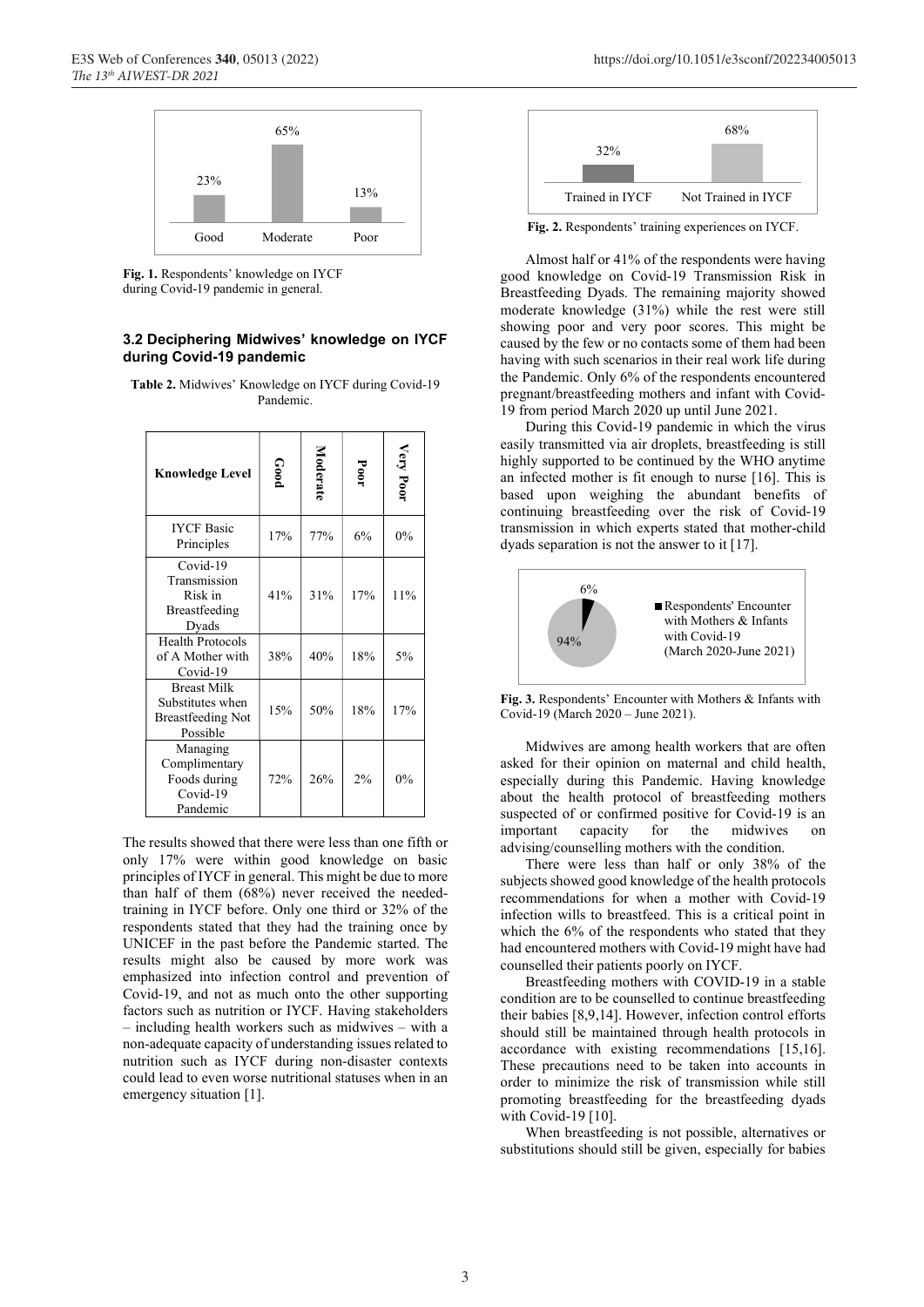Fig. 1. Respondents' knowledge on IYCF during Covid-19 pandemic in general.

### 3.2 Deciphering Midwives' knowledge on IYCF during Covid-19 pandemic

Table 2. Midwives' Knowledge on IYCF during Covid-19 Pandemic.

| Knowledge Level | Good | Moderate | Poor | Very Poor |
|---|---|---|---|---|
| IYCF Basic Principles | 17% | 77% | 6% | 0% |
| Covid-19 Transmission Risk in Breastfeeding Dyads | 41% | 31% | 17% | 11% |
| Health Protocols of A Mother with Covid-19 | 38% | 40% | 18% | 5% |
| Breast Milk Substitutes when Breastfeeding Not Possible | 15% | 50% | 18% | 17% |
| Managing Complimentary Foods during Covid-19 Pandemic | 72% | 26% | 2% | 0% |

The results showed that there were less than one fifth or only 17% were within good knowledge on basic principles of IYCF in general. This might be due to more than half of them (68%) never received the needed-training in IYCF before. Only one third or 32% of the respondents stated that they had the training once by UNICEF in the past before the Pandemic started. The results might also be caused by more work was emphasized into infection control and prevention of Covid-19, and not as much onto the other supporting factors such as nutrition or IYCF. Having stakeholders – including health workers such as midwives – with a non-adequate capacity of understanding issues related to nutrition such as IYCF during non-disaster contexts could lead to even worse nutritional statuses when in an emergency situation [1].

Fig. 2. Respondents' training experiences on IYCF.

Almost half or 41% of the respondents were having good knowledge on Covid-19 Transmission Risk in Breastfeeding Dyads. The remaining majority showed moderate knowledge (31%) while the rest were still showing poor and very poor scores. This might be caused by the few or no contacts some of them had been having with such scenarios in their real work life during the Pandemic. Only 6% of the respondents encountered pregnant/breastfeeding mothers and infant with Covid-19 from period March 2020 up until June 2021.

During this Covid-19 pandemic in which the virus easily transmitted via air droplets, breastfeeding is still highly supported to be continued by the WHO anytime an infected mother is fit enough to nurse [16]. This is based upon weighing the abundant benefits of continuing breastfeeding over the risk of Covid-19 transmission in which experts stated that mother-child dyads separation is not the answer to it [17].

Fig. 3. Respondents' Encounter with Mothers & Infants with Covid-19 (March 2020 – June 2021).

Midwives are among health workers that are often asked for their opinion on maternal and child health, especially during this Pandemic. Having knowledge about the health protocol of breastfeeding mothers suspected of or confirmed positive for Covid-19 is an important capacity for the midwives on advising/counselling mothers with the condition.

There were less than half or only 38% of the subjects showed good knowledge of the health protocols recommendations for when a mother with Covid-19 infection wills to breastfeed. This is a critical point in which the 6% of the respondents who stated that they had encountered mothers with Covid-19 might have had counselled their patients poorly on IYCF.

Breastfeeding mothers with COVID-19 in a stable condition are to be counselled to continue breastfeeding their babies [8,9,14]. However, infection control efforts should still be maintained through health protocols in accordance with existing recommendations [15,16]. These precautions need to be taken into accounts in order to minimize the risk of transmission while still promoting breastfeeding for the breastfeeding dyads with Covid-19 [10].

When breastfeeding is not possible, alternatives or substitutions should still be given, especially for babies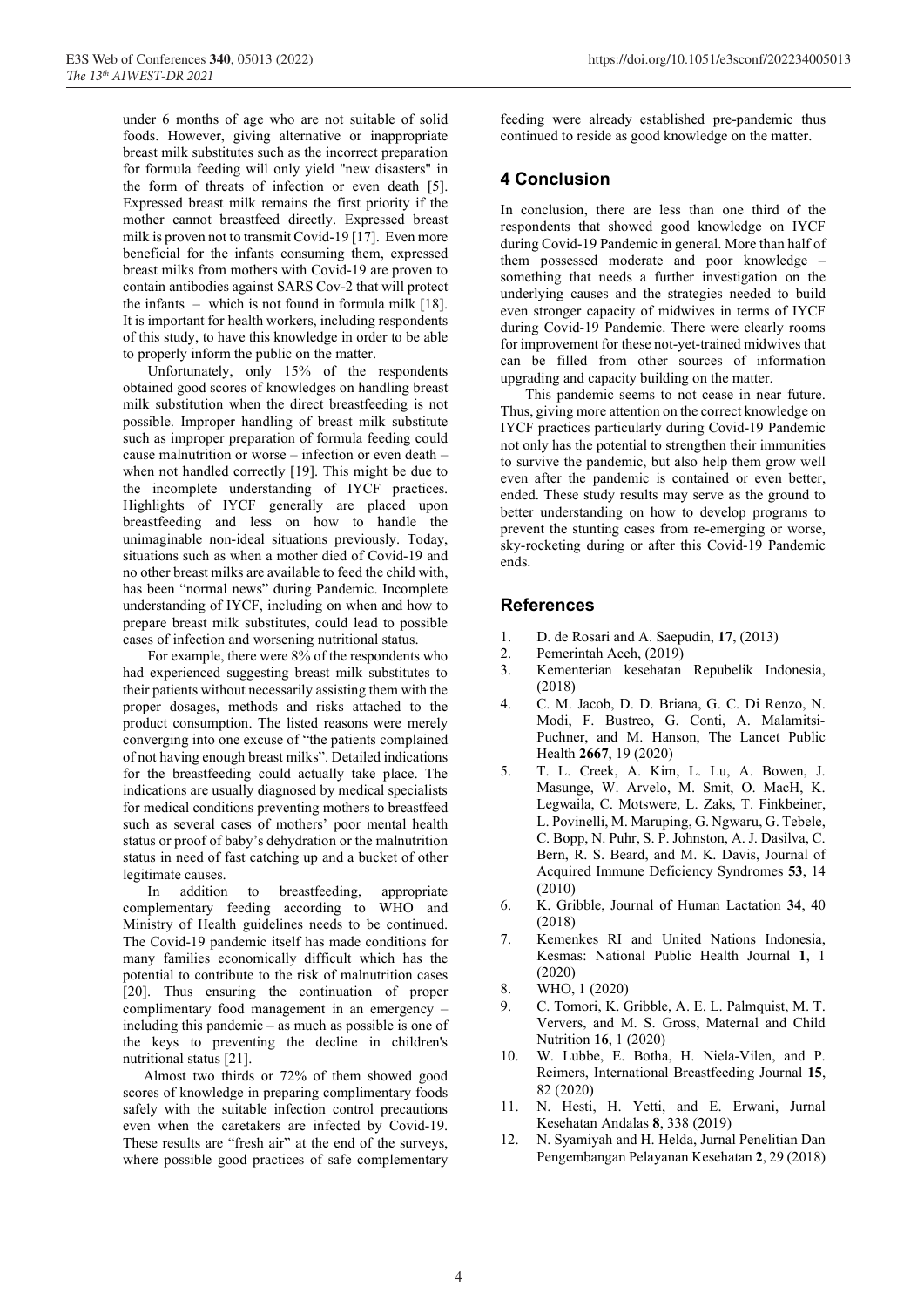under 6 months of age who are not suitable of solid foods. However, giving alternative or inappropriate breast milk substitutes such as the incorrect preparation for formula feeding will only yield "new disasters" in the form of threats of infection or even death [5]. Expressed breast milk remains the first priority if the mother cannot breastfeed directly. Expressed breast milk is proven not to transmit Covid-19 [17]. Even more beneficial for the infants consuming them, expressed breast milks from mothers with Covid-19 are proven to contain antibodies against SARS Cov-2 that will protect the infants – which is not found in formula milk [18]. It is important for health workers, including respondents of this study, to have this knowledge in order to be able to properly inform the public on the matter.

Unfortunately, only 15% of the respondents obtained good scores of knowledges on handling breast milk substitution when the direct breastfeeding is not possible. Improper handling of breast milk substitute such as improper preparation of formula feeding could cause malnutrition or worse – infection or even death – when not handled correctly [19]. This might be due to the incomplete understanding of IYCF practices. Highlights of IYCF generally are placed upon breastfeeding and less on how to handle the unimaginable non-ideal situations previously. Today, situations such as when a mother died of Covid-19 and no other breast milks are available to feed the child with, has been "normal news" during Pandemic. Incomplete understanding of IYCF, including on when and how to prepare breast milk substitutes, could lead to possible cases of infection and worsening nutritional status.

For example, there were 8% of the respondents who had experienced suggesting breast milk substitutes to their patients without necessarily assisting them with the proper dosages, methods and risks attached to the product consumption. The listed reasons were merely converging into one excuse of "the patients complained of not having enough breast milks". Detailed indications for the breastfeeding could actually take place. The indications are usually diagnosed by medical specialists for medical conditions preventing mothers to breastfeed such as several cases of mothers' poor mental health status or proof of baby's dehydration or the malnutrition status in need of fast catching up and a bucket of other legitimate causes.

In addition to breastfeeding, appropriate complementary feeding according to WHO and Ministry of Health guidelines needs to be continued. The Covid-19 pandemic itself has made conditions for many families economically difficult which has the potential to contribute to the risk of malnutrition cases [20]. Thus ensuring the continuation of proper complimentary food management in an emergency – including this pandemic – as much as possible is one of the keys to preventing the decline in children's nutritional status [21].

Almost two thirds or 72% of them showed good scores of knowledge in preparing complimentary foods safely with the suitable infection control precautions even when the caretakers are infected by Covid-19. These results are "fresh air" at the end of the surveys, where possible good practices of safe complementary feeding were already established pre-pandemic thus continued to reside as good knowledge on the matter.

## 4 Conclusion

In conclusion, there are less than one third of the respondents that showed good knowledge on IYCF during Covid-19 Pandemic in general. More than half of them possessed moderate and poor knowledge – something that needs a further investigation on the underlying causes and the strategies needed to build even stronger capacity of midwives in terms of IYCF during Covid-19 Pandemic. There were clearly rooms for improvement for these not-yet-trained midwives that can be filled from other sources of information upgrading and capacity building on the matter.

This pandemic seems to not cease in near future. Thus, giving more attention on the correct knowledge on IYCF practices particularly during Covid-19 Pandemic not only has the potential to strengthen their immunities to survive the pandemic, but also help them grow well even after the pandemic is contained or even better, ended. These study results may serve as the ground to better understanding on how to develop programs to prevent the stunting cases from re-emerging or worse, sky-rocketing during or after this Covid-19 Pandemic ends.

## References

1. D. de Rosari and A. Saepudin, **17**, (2013)
2. Pemerintah Aceh, (2019)
3. Kementerian kesehatan Repubelik Indonesia, (2018)
4. C. M. Jacob, D. D. Briana, G. C. Di Renzo, N. Modi, F. Bustreo, G. Conti, A. Malamitsi-Puchner, and M. Hanson, The Lancet Public Health **2667**, 19 (2020)
5. T. L. Creek, A. Kim, L. Lu, A. Bowen, J. Masunge, W. Arvelo, M. Smit, O. MacH, K. Legwaila, C. Motswere, L. Zaks, T. Finkbeiner, L. Povinelli, M. Maruping, G. Ngwaru, G. Tebele, C. Bopp, N. Puhr, S. P. Johnston, A. J. Dasilva, C. Bern, R. S. Beard, and M. K. Davis, Journal of Acquired Immune Deficiency Syndromes **53**, 14 (2010)
6. K. Gribble, Journal of Human Lactation **34**, 40 (2018)
7. Kemenkes RI and United Nations Indonesia, Kesmas: National Public Health Journal **1**, 1 (2020)
8. WHO, 1 (2020)
9. C. Tomori, K. Gribble, A. E. L. Palmquist, M. T. Ververs, and M. S. Gross, Maternal and Child Nutrition **16**, 1 (2020)
10. W. Lubbe, E. Botha, H. Niela-Vilen, and P. Reimers, International Breastfeeding Journal **15**, 82 (2020)
11. N. Hesti, H. Yetti, and E. Erwani, Jurnal Kesehatan Andalas **8**, 338 (2019)
12. N. Syamiyah and H. Helda, Jurnal Penelitian Dan Pengembangan Pelayanan Kesehatan **2**, 29 (2018)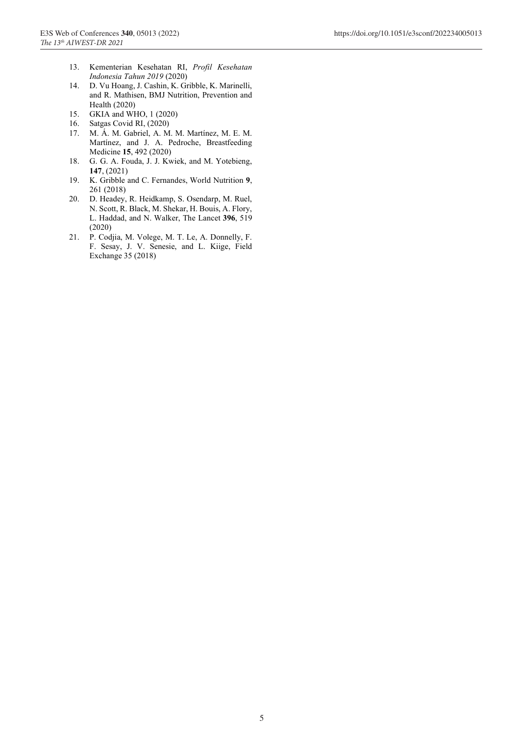13. Kementerian Kesehatan RI, *Profil Kesehatan Indonesia Tahun 2019* (2020)
14. D. Vu Hoang, J. Cashin, K. Gribble, K. Marinelli, and R. Mathisen, BMJ Nutrition, Prevention and Health (2020)
15. GKIA and WHO, 1 (2020)
16. Satgas Covid RI, (2020)
17. M. Á. M. Gabriel, A. M. M. Martínez, M. E. M. Martínez, and J. A. Pedroche, Breastfeeding Medicine **15**, 492 (2020)
18. G. G. A. Fouda, J. J. Kwiek, and M. Yotebieng, **147**, (2021)
19. K. Gribble and C. Fernandes, World Nutrition **9**, 261 (2018)
20. D. Headey, R. Heidkamp, S. Osendarp, M. Ruel, N. Scott, R. Black, M. Shekar, H. Bouis, A. Flory, L. Haddad, and N. Walker, The Lancet **396**, 519 (2020)
21. P. Codjia, M. Volege, M. T. Le, A. Donnelly, F. F. Sesay, J. V. Senesie, and L. Kiige, Field Exchange 35 (2018)